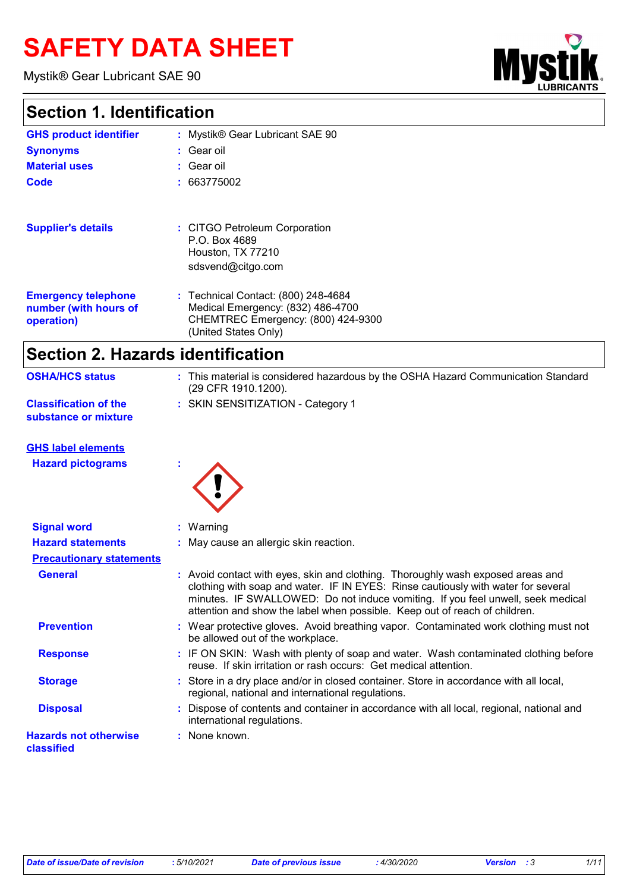# SAFETY DATA SHEET

Mystik® Gear Lubricant SAE 90

## Section 1. Identification

**GHS product identifier** : Mystik® Gear Lubricant SAE 90

**Synonyms** : Gear oil

**Material uses** : Gear oil

**Code** : 663775002

**Supplier's details** : CITGO Petroleum Corporation
P.O. Box 4689
Houston, TX 77210
sdsvend@citgo.com

**Emergency telephone number (with hours of operation)** : Technical Contact: (800) 248-4684
Medical Emergency: (832) 486-4700
CHEMTREC Emergency: (800) 424-9300
(United States Only)

## Section 2. Hazards identification

**OSHA/HCS status** : This material is considered hazardous by the OSHA Hazard Communication Standard (29 CFR 1910.1200).

**Classification of the substance or mixture** : SKIN SENSITIZATION - Category 1

**GHS label elements**

**Hazard pictograms** :

**Signal word** : Warning

**Hazard statements** : May cause an allergic skin reaction.

**Precautionary statements**

**General** : Avoid contact with eyes, skin and clothing. Thoroughly wash exposed areas and clothing with soap and water. IF IN EYES: Rinse cautiously with water for several minutes. IF SWALLOWED: Do not induce vomiting. If you feel unwell, seek medical attention and show the label when possible. Keep out of reach of children.

**Prevention** : Wear protective gloves. Avoid breathing vapor. Contaminated work clothing must not be allowed out of the workplace.

**Response** : IF ON SKIN: Wash with plenty of soap and water. Wash contaminated clothing before reuse. If skin irritation or rash occurs: Get medical attention.

**Storage** : Store in a dry place and/or in closed container. Store in accordance with all local, regional, national and international regulations.

**Disposal** : Dispose of contents and container in accordance with all local, regional, national and international regulations.

**Hazards not otherwise classified** : None known.

*Date of issue/Date of revision* : 5/10/2021 *Date of previous issue* : 4/30/2020 *Version* : 3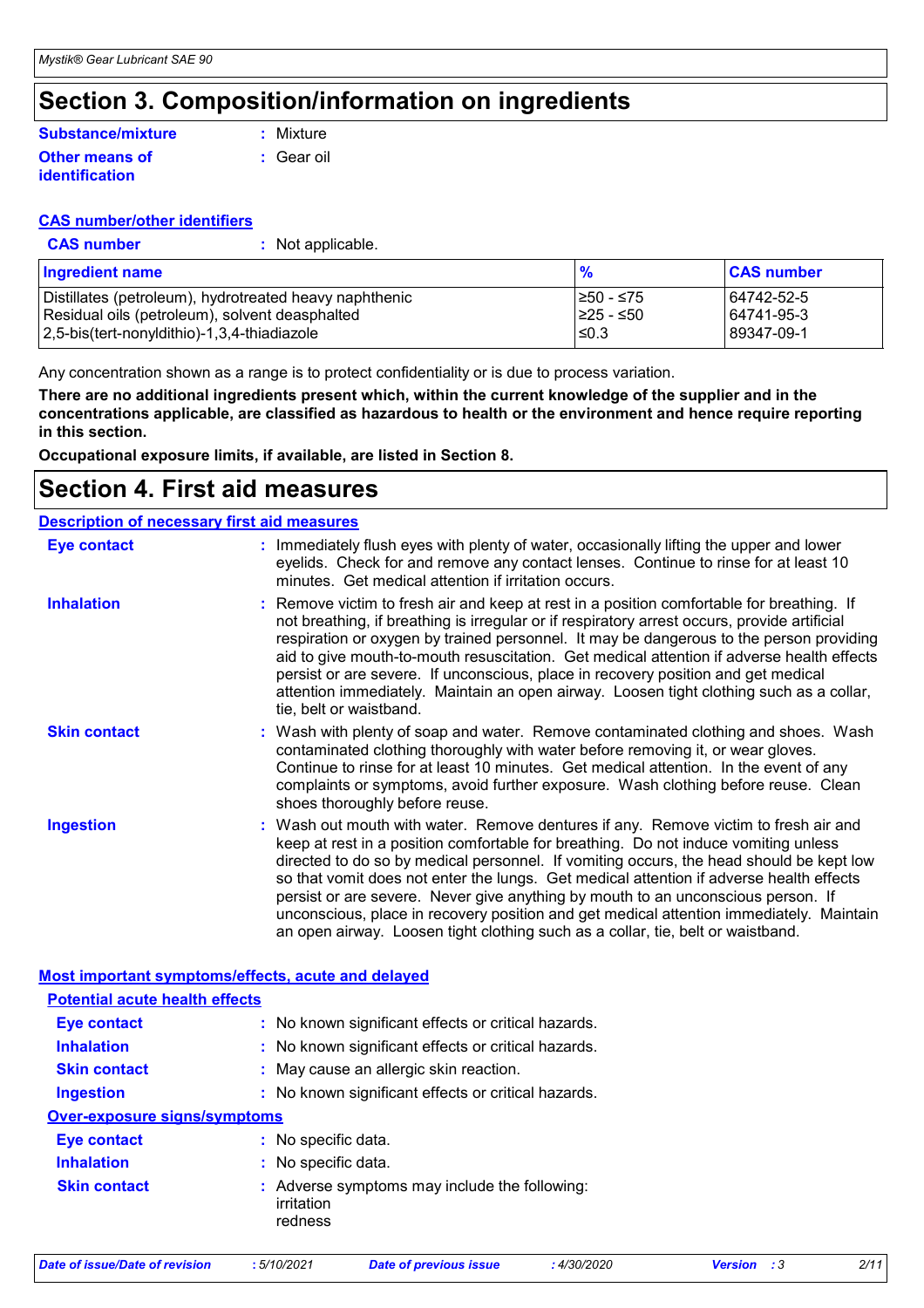# Section 3. Composition/information on ingredients

**Substance/mixture** : Mixture

**Other means of identification** : Gear oil

**CAS number/other identifiers**

**CAS number** : Not applicable.

| Ingredient name | % | CAS number |
|---|---|---|
| Distillates (petroleum), hydrotreated heavy naphthenic | ≥50 - ≤75 | 64742-52-5 |
| Residual oils (petroleum), solvent deasphalted | ≥25 - ≤50 | 64741-95-3 |
| 2,5-bis(tert-nonyldithio)-1,3,4-thiadiazole | ≤0.3 | 89347-09-1 |

Any concentration shown as a range is to protect confidentiality or is due to process variation.

**There are no additional ingredients present which, within the current knowledge of the supplier and in the concentrations applicable, are classified as hazardous to health or the environment and hence require reporting in this section.**

**Occupational exposure limits, if available, are listed in Section 8.**

# Section 4. First aid measures

**Description of necessary first aid measures**

**Eye contact** : Immediately flush eyes with plenty of water, occasionally lifting the upper and lower eyelids. Check for and remove any contact lenses. Continue to rinse for at least 10 minutes. Get medical attention if irritation occurs.

**Inhalation** : Remove victim to fresh air and keep at rest in a position comfortable for breathing. If not breathing, if breathing is irregular or if respiratory arrest occurs, provide artificial respiration or oxygen by trained personnel. It may be dangerous to the person providing aid to give mouth-to-mouth resuscitation. Get medical attention if adverse health effects persist or are severe. If unconscious, place in recovery position and get medical attention immediately. Maintain an open airway. Loosen tight clothing such as a collar, tie, belt or waistband.

**Skin contact** : Wash with plenty of soap and water. Remove contaminated clothing and shoes. Wash contaminated clothing thoroughly with water before removing it, or wear gloves. Continue to rinse for at least 10 minutes. Get medical attention. In the event of any complaints or symptoms, avoid further exposure. Wash clothing before reuse. Clean shoes thoroughly before reuse.

**Ingestion** : Wash out mouth with water. Remove dentures if any. Remove victim to fresh air and keep at rest in a position comfortable for breathing. Do not induce vomiting unless directed to do so by medical personnel. If vomiting occurs, the head should be kept low so that vomit does not enter the lungs. Get medical attention if adverse health effects persist or are severe. Never give anything by mouth to an unconscious person. If unconscious, place in recovery position and get medical attention immediately. Maintain an open airway. Loosen tight clothing such as a collar, tie, belt or waistband.

**Most important symptoms/effects, acute and delayed**

**Potential acute health effects**

**Eye contact** : No known significant effects or critical hazards.

**Inhalation** : No known significant effects or critical hazards.

**Skin contact** : May cause an allergic skin reaction.

**Ingestion** : No known significant effects or critical hazards.

**Over-exposure signs/symptoms**

**Eye contact** : No specific data.

**Inhalation** : No specific data.

**Skin contact** : Adverse symptoms may include the following:
irritation
redness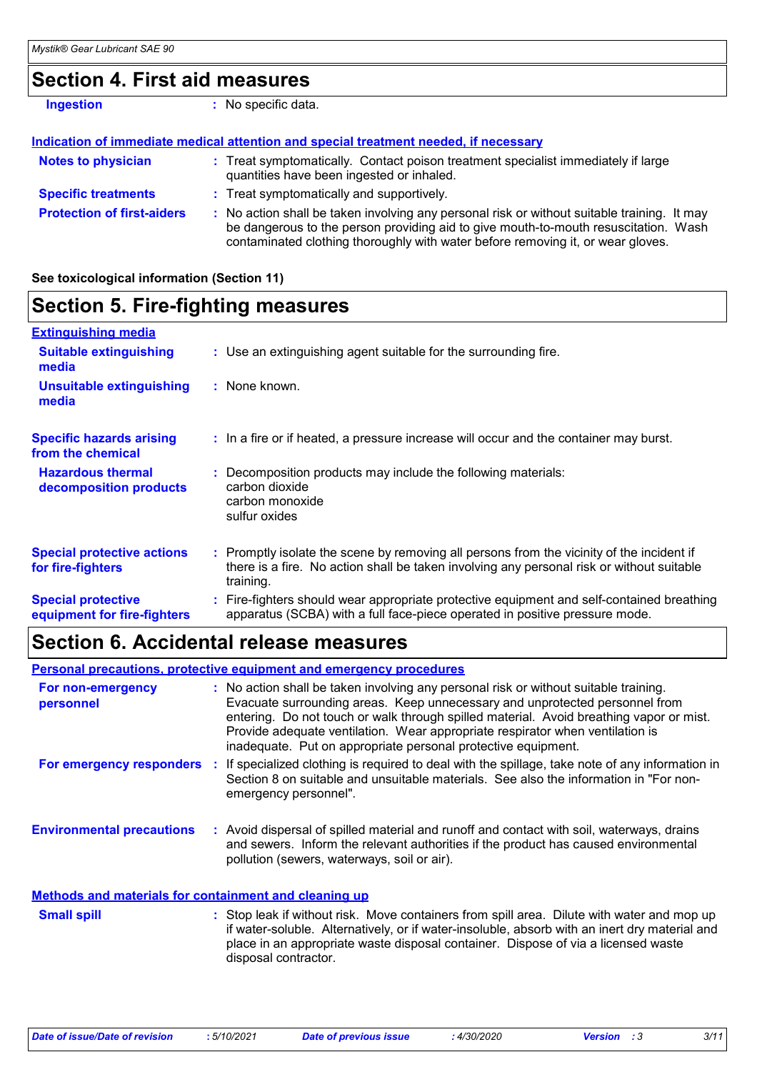## Section 4. First aid measures

**Ingestion** : No specific data.

**Indication of immediate medical attention and special treatment needed, if necessary**

**Notes to physician** : Treat symptomatically. Contact poison treatment specialist immediately if large quantities have been ingested or inhaled.

**Specific treatments** : Treat symptomatically and supportively.

**Protection of first-aiders** : No action shall be taken involving any personal risk or without suitable training. It may be dangerous to the person providing aid to give mouth-to-mouth resuscitation. Wash contaminated clothing thoroughly with water before removing it, or wear gloves.

**See toxicological information (Section 11)**

## Section 5. Fire-fighting measures

**Extinguishing media**

**Suitable extinguishing media** : Use an extinguishing agent suitable for the surrounding fire.

**Unsuitable extinguishing media** : None known.

**Specific hazards arising from the chemical** : In a fire or if heated, a pressure increase will occur and the container may burst.

**Hazardous thermal decomposition products** : Decomposition products may include the following materials:
carbon dioxide
carbon monoxide
sulfur oxides

**Special protective actions for fire-fighters** : Promptly isolate the scene by removing all persons from the vicinity of the incident if there is a fire. No action shall be taken involving any personal risk or without suitable training.

**Special protective equipment for fire-fighters** : Fire-fighters should wear appropriate protective equipment and self-contained breathing apparatus (SCBA) with a full face-piece operated in positive pressure mode.

## Section 6. Accidental release measures

**Personal precautions, protective equipment and emergency procedures**

**For non-emergency personnel** : No action shall be taken involving any personal risk or without suitable training. Evacuate surrounding areas. Keep unnecessary and unprotected personnel from entering. Do not touch or walk through spilled material. Avoid breathing vapor or mist. Provide adequate ventilation. Wear appropriate respirator when ventilation is inadequate. Put on appropriate personal protective equipment.

**For emergency responders** : If specialized clothing is required to deal with the spillage, take note of any information in Section 8 on suitable and unsuitable materials. See also the information in "For non-emergency personnel".

**Environmental precautions** : Avoid dispersal of spilled material and runoff and contact with soil, waterways, drains and sewers. Inform the relevant authorities if the product has caused environmental pollution (sewers, waterways, soil or air).

**Methods and materials for containment and cleaning up**

**Small spill** : Stop leak if without risk. Move containers from spill area. Dilute with water and mop up if water-soluble. Alternatively, or if water-insoluble, absorb with an inert dry material and place in an appropriate waste disposal container. Dispose of via a licensed waste disposal contractor.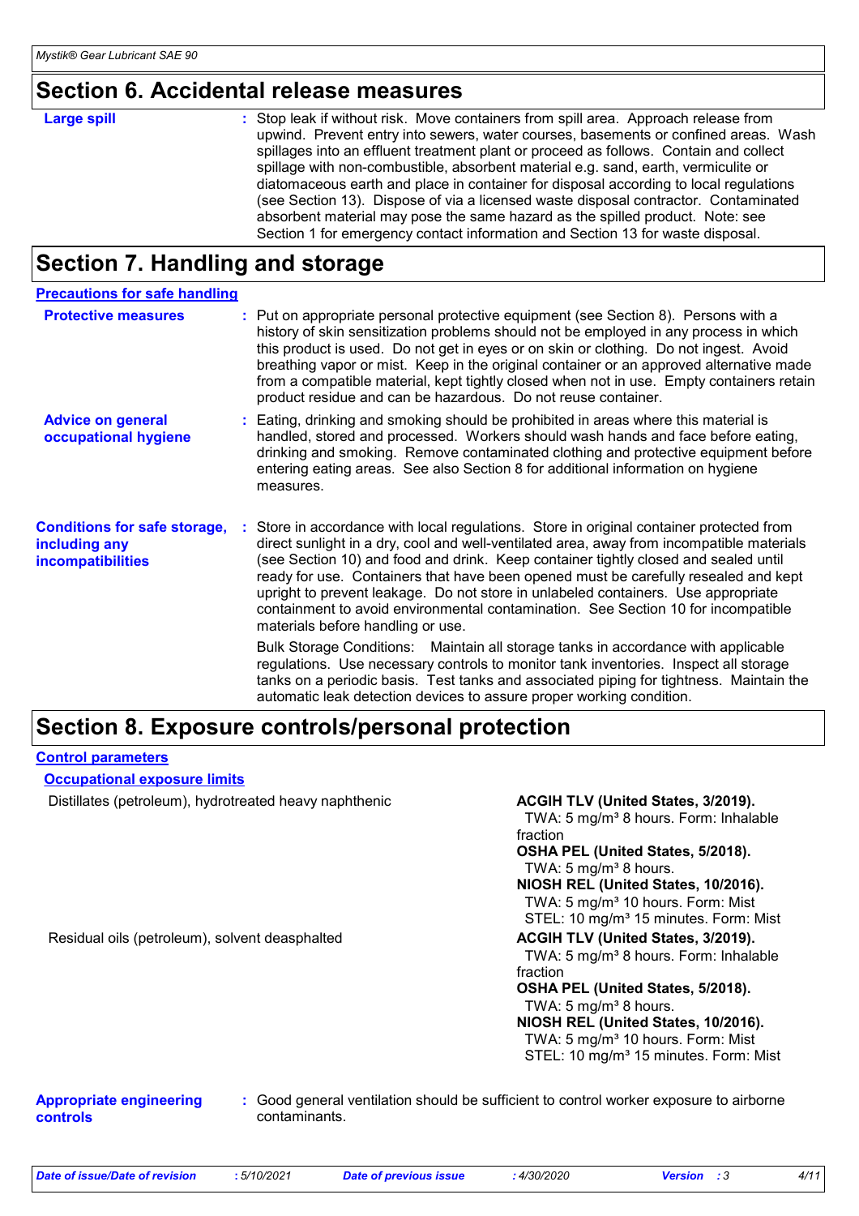## Section 6. Accidental release measures

**Large spill** : Stop leak if without risk. Move containers from spill area. Approach release from upwind. Prevent entry into sewers, water courses, basements or confined areas. Wash spillages into an effluent treatment plant or proceed as follows. Contain and collect spillage with non-combustible, absorbent material e.g. sand, earth, vermiculite or diatomaceous earth and place in container for disposal according to local regulations (see Section 13). Dispose of via a licensed waste disposal contractor. Contaminated absorbent material may pose the same hazard as the spilled product. Note: see Section 1 for emergency contact information and Section 13 for waste disposal.

## Section 7. Handling and storage

### Precautions for safe handling

**Protective measures** : Put on appropriate personal protective equipment (see Section 8). Persons with a history of skin sensitization problems should not be employed in any process in which this product is used. Do not get in eyes or on skin or clothing. Do not ingest. Avoid breathing vapor or mist. Keep in the original container or an approved alternative made from a compatible material, kept tightly closed when not in use. Empty containers retain product residue and can be hazardous. Do not reuse container.

**Advice on general occupational hygiene** : Eating, drinking and smoking should be prohibited in areas where this material is handled, stored and processed. Workers should wash hands and face before eating, drinking and smoking. Remove contaminated clothing and protective equipment before entering eating areas. See also Section 8 for additional information on hygiene measures.

**Conditions for safe storage, including any incompatibilities** : Store in accordance with local regulations. Store in original container protected from direct sunlight in a dry, cool and well-ventilated area, away from incompatible materials (see Section 10) and food and drink. Keep container tightly closed and sealed until ready for use. Containers that have been opened must be carefully resealed and kept upright to prevent leakage. Do not store in unlabeled containers. Use appropriate containment to avoid environmental contamination. See Section 10 for incompatible materials before handling or use.

Bulk Storage Conditions: Maintain all storage tanks in accordance with applicable regulations. Use necessary controls to monitor tank inventories. Inspect all storage tanks on a periodic basis. Test tanks and associated piping for tightness. Maintain the automatic leak detection devices to assure proper working condition.

## Section 8. Exposure controls/personal protection

### Control parameters

#### Occupational exposure limits

| Ingredient name | Exposure limits |
| --- | --- |
| Distillates (petroleum), hydrotreated heavy naphthenic | **ACGIH TLV (United States, 3/2019).**<br>TWA: 5 mg/m³ 8 hours. Form: Inhalable fraction<br>**OSHA PEL (United States, 5/2018).**<br>TWA: 5 mg/m³ 8 hours.<br>**NIOSH REL (United States, 10/2016).**<br>TWA: 5 mg/m³ 10 hours. Form: Mist<br>STEL: 10 mg/m³ 15 minutes. Form: Mist |
| Residual oils (petroleum), solvent deasphalted | **ACGIH TLV (United States, 3/2019).**<br>TWA: 5 mg/m³ 8 hours. Form: Inhalable fraction<br>**OSHA PEL (United States, 5/2018).**<br>TWA: 5 mg/m³ 8 hours.<br>**NIOSH REL (United States, 10/2016).**<br>TWA: 5 mg/m³ 10 hours. Form: Mist<br>STEL: 10 mg/m³ 15 minutes. Form: Mist |

**Appropriate engineering controls** : Good general ventilation should be sufficient to control worker exposure to airborne contaminants.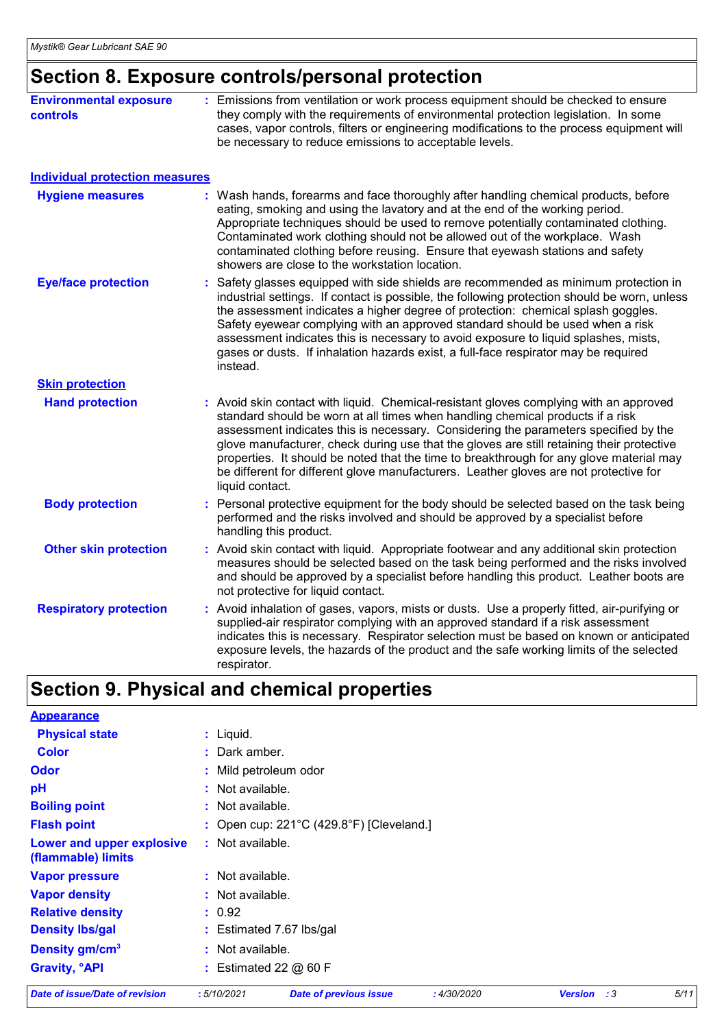## Section 8. Exposure controls/personal protection

**Environmental exposure controls** : Emissions from ventilation or work process equipment should be checked to ensure they comply with the requirements of environmental protection legislation. In some cases, vapor controls, filters or engineering modifications to the process equipment will be necessary to reduce emissions to acceptable levels.

### Individual protection measures

**Hygiene measures** : Wash hands, forearms and face thoroughly after handling chemical products, before eating, smoking and using the lavatory and at the end of the working period. Appropriate techniques should be used to remove potentially contaminated clothing. Contaminated work clothing should not be allowed out of the workplace. Wash contaminated clothing before reusing. Ensure that eyewash stations and safety showers are close to the workstation location.

**Eye/face protection** : Safety glasses equipped with side shields are recommended as minimum protection in industrial settings. If contact is possible, the following protection should be worn, unless the assessment indicates a higher degree of protection: chemical splash goggles. Safety eyewear complying with an approved standard should be used when a risk assessment indicates this is necessary to avoid exposure to liquid splashes, mists, gases or dusts. If inhalation hazards exist, a full-face respirator may be required instead.

**Skin protection**

**Hand protection** : Avoid skin contact with liquid. Chemical-resistant gloves complying with an approved standard should be worn at all times when handling chemical products if a risk assessment indicates this is necessary. Considering the parameters specified by the glove manufacturer, check during use that the gloves are still retaining their protective properties. It should be noted that the time to breakthrough for any glove material may be different for different glove manufacturers. Leather gloves are not protective for liquid contact.

**Body protection** : Personal protective equipment for the body should be selected based on the task being performed and the risks involved and should be approved by a specialist before handling this product.

**Other skin protection** : Avoid skin contact with liquid. Appropriate footwear and any additional skin protection measures should be selected based on the task being performed and the risks involved and should be approved by a specialist before handling this product. Leather boots are not protective for liquid contact.

**Respiratory protection** : Avoid inhalation of gases, vapors, mists or dusts. Use a properly fitted, air-purifying or supplied-air respirator complying with an approved standard if a risk assessment indicates this is necessary. Respirator selection must be based on known or anticipated exposure levels, the hazards of the product and the safe working limits of the selected respirator.

## Section 9. Physical and chemical properties

**Appearance**

| Property | Value |
|---|---|
| Physical state | Liquid. |
| Color | Dark amber. |
| Odor | Mild petroleum odor |
| pH | Not available. |
| Boiling point | Not available. |
| Flash point | Open cup: 221°C (429.8°F) [Cleveland.] |
| Lower and upper explosive (flammable) limits | Not available. |
| Vapor pressure | Not available. |
| Vapor density | Not available. |
| Relative density | 0.92 |
| Density lbs/gal | Estimated 7.67 lbs/gal |
| Density gm/cm$^3$ | Not available. |
| Gravity, °API | Estimated 22 @ 60 F |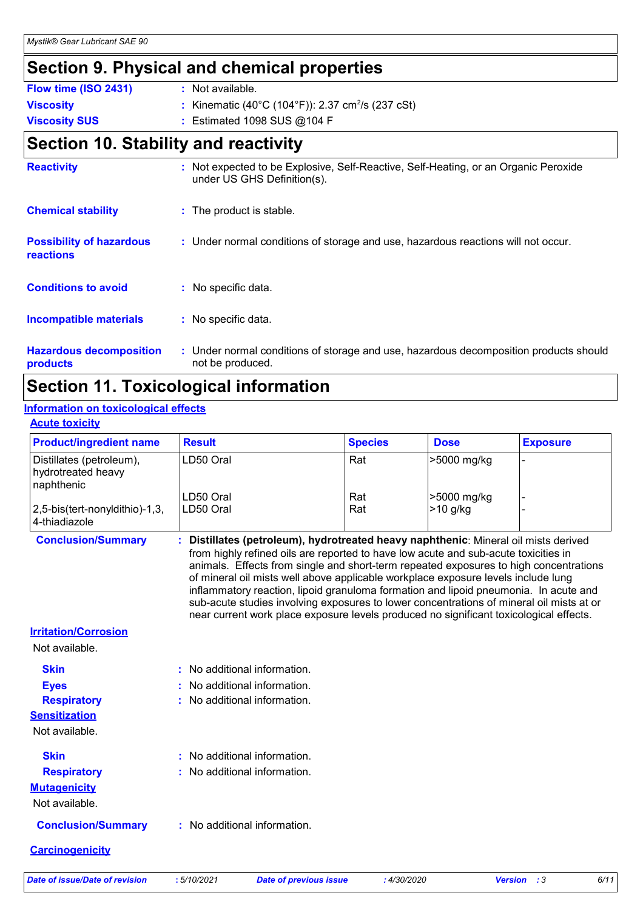## Section 9. Physical and chemical properties

**Flow time (ISO 2431)** : Not available.

**Viscosity** : Kinematic (40°C (104°F)): 2.37 $cm^2/s$ (237 cSt)

**Viscosity SUS** : Estimated 1098 SUS @104 F

## Section 10. Stability and reactivity

**Reactivity** : Not expected to be Explosive, Self-Reactive, Self-Heating, or an Organic Peroxide under US GHS Definition(s).

**Chemical stability** : The product is stable.

**Possibility of hazardous reactions** : Under normal conditions of storage and use, hazardous reactions will not occur.

**Conditions to avoid** : No specific data.

**Incompatible materials** : No specific data.

**Hazardous decomposition products** : Under normal conditions of storage and use, hazardous decomposition products should not be produced.

## Section 11. Toxicological information

### Information on toxicological effects

#### Acute toxicity

| Product/ingredient name | Result | Species | Dose | Exposure |
|---|---|---|---|---|
| Distillates (petroleum), hydrotreated heavy naphthenic | LD50 Oral | Rat | >5000 mg/kg | - |
| 2,5-bis(tert-nonyldithio)-1,3,4-thiadiazole | LD50 Oral | Rat | >5000 mg/kg | - |
| | LD50 Oral | Rat | >10 g/kg | - |

**Conclusion/Summary** : **Distillates (petroleum), hydrotreated heavy naphthenic**: Mineral oil mists derived from highly refined oils are reported to have low acute and sub-acute toxicities in animals. Effects from single and short-term repeated exposures to high concentrations of mineral oil mists well above applicable workplace exposure levels include lung inflammatory reaction, lipoid granuloma formation and lipoid pneumonia. In acute and sub-acute studies involving exposures to lower concentrations of mineral oil mists at or near current work place exposure levels produced no significant toxicological effects.

#### Irritation/Corrosion

Not available.

**Skin** : No additional information.

**Eyes** : No additional information.

**Respiratory** : No additional information.

#### Sensitization

Not available.

**Skin** : No additional information.

**Respiratory** : No additional information.

#### Mutagenicity

Not available.

**Conclusion/Summary** : No additional information.

#### Carcinogenicity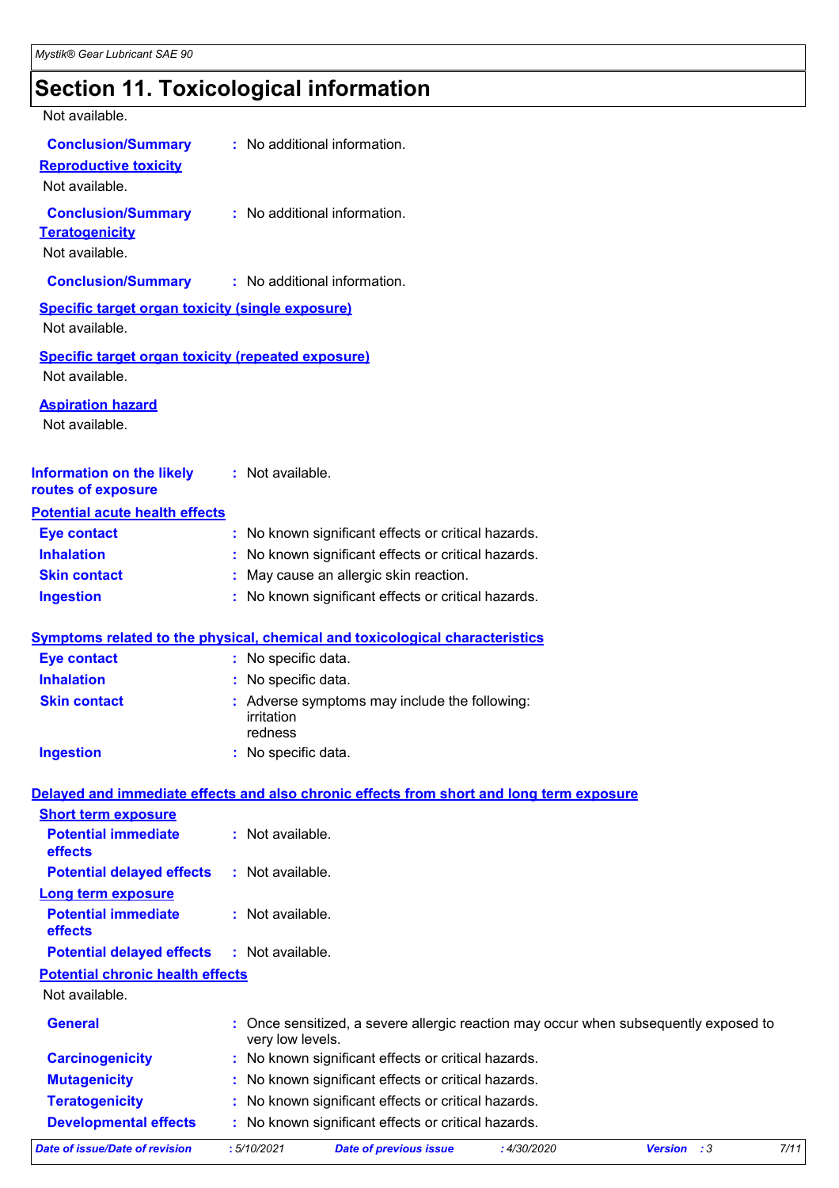## Section 11. Toxicological information

Not available.

**Conclusion/Summary** : No additional information.

**Reproductive toxicity**

Not available.

**Conclusion/Summary** : No additional information.

**Teratogenicity**

Not available.

**Conclusion/Summary** : No additional information.

**Specific target organ toxicity (single exposure)**

Not available.

**Specific target organ toxicity (repeated exposure)**

Not available.

**Aspiration hazard**

Not available.

**Information on the likely routes of exposure** : Not available.

**Potential acute health effects**

**Eye contact** : No known significant effects or critical hazards.
**Inhalation** : No known significant effects or critical hazards.
**Skin contact** : May cause an allergic skin reaction.
**Ingestion** : No known significant effects or critical hazards.

**Symptoms related to the physical, chemical and toxicological characteristics**

**Eye contact** : No specific data.
**Inhalation** : No specific data.
**Skin contact** : Adverse symptoms may include the following:
irritation
redness
**Ingestion** : No specific data.

**Delayed and immediate effects and also chronic effects from short and long term exposure**

**Short term exposure**

**Potential immediate effects** : Not available.
**Potential delayed effects** : Not available.

**Long term exposure**

**Potential immediate effects** : Not available.
**Potential delayed effects** : Not available.

**Potential chronic health effects**

Not available.

**General** : Once sensitized, a severe allergic reaction may occur when subsequently exposed to very low levels.
**Carcinogenicity** : No known significant effects or critical hazards.
**Mutagenicity** : No known significant effects or critical hazards.
**Teratogenicity** : No known significant effects or critical hazards.
**Developmental effects** : No known significant effects or critical hazards.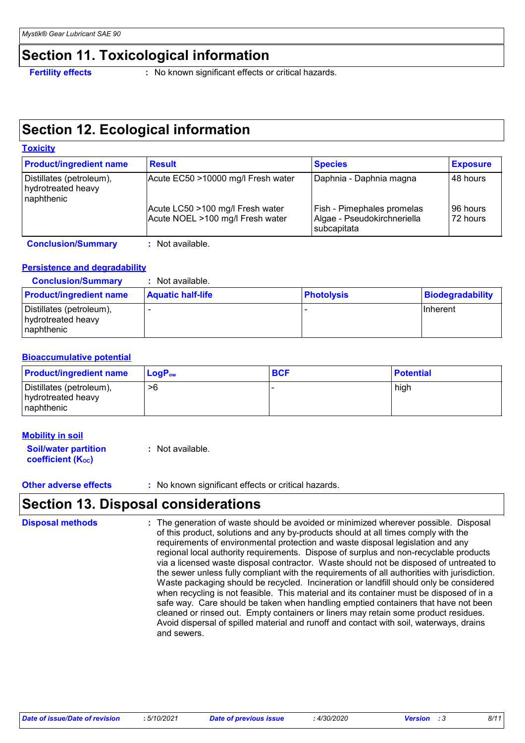## Section 11. Toxicological information

**Fertility effects** : No known significant effects or critical hazards.

## Section 12. Ecological information

### Toxicity

| Product/ingredient name | Result | Species | Exposure |
|---|---|---|---|
| Distillates (petroleum), hydrotreated heavy naphthenic | Acute EC50 >10000 mg/l Fresh water | Daphnia - Daphnia magna | 48 hours |
| | Acute LC50 >100 mg/l Fresh water | Fish - Pimephales promelas | 96 hours |
| | Acute NOEL >100 mg/l Fresh water | Algae - Pseudokirchneriella subcapitata | 72 hours |

**Conclusion/Summary** : Not available.

### Persistence and degradability

**Conclusion/Summary** : Not available.

| Product/ingredient name | Aquatic half-life | Photolysis | Biodegradability |
|---|---|---|---|
| Distillates (petroleum), hydrotreated heavy naphthenic | - | - | Inherent |

### Bioaccumulative potential

| Product/ingredient name | $LogP_{ow}$ | BCF | Potential |
|---|---|---|---|
| Distillates (petroleum), hydrotreated heavy naphthenic | >6 | - | high |

### Mobility in soil

**Soil/water partition coefficient ($K_{OC}$)** : Not available.

**Other adverse effects** : No known significant effects or critical hazards.

## Section 13. Disposal considerations

**Disposal methods** : The generation of waste should be avoided or minimized wherever possible. Disposal of this product, solutions and any by-products should at all times comply with the requirements of environmental protection and waste disposal legislation and any regional local authority requirements. Dispose of surplus and non-recyclable products via a licensed waste disposal contractor. Waste should not be disposed of untreated to the sewer unless fully compliant with the requirements of all authorities with jurisdiction. Waste packaging should be recycled. Incineration or landfill should only be considered when recycling is not feasible. This material and its container must be disposed of in a safe way. Care should be taken when handling emptied containers that have not been cleaned or rinsed out. Empty containers or liners may retain some product residues. Avoid dispersal of spilled material and runoff and contact with soil, waterways, drains and sewers.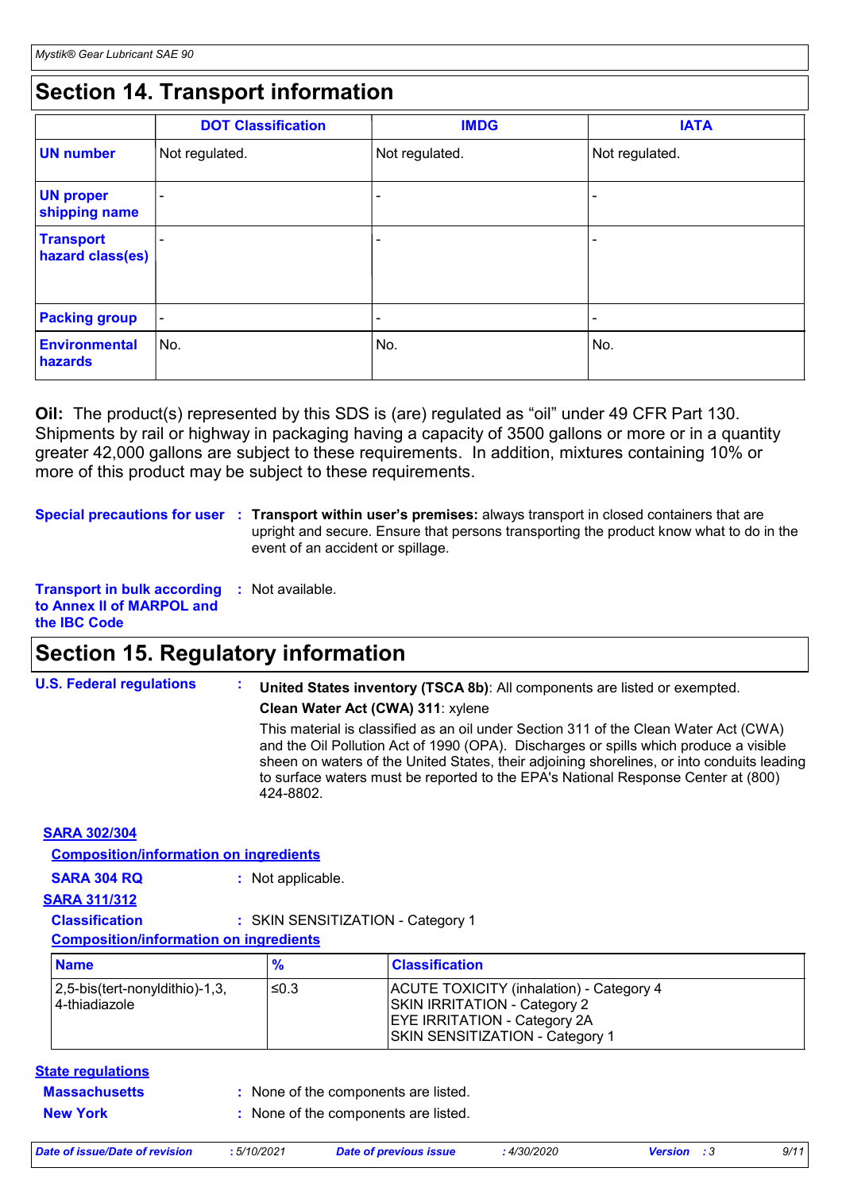## Section 14. Transport information

| | DOT Classification | IMDG | IATA |
|---|---|---|---|
| **UN number** | Not regulated. | Not regulated. | Not regulated. |
| **UN proper shipping name** | - | - | - |
| **Transport hazard class(es)** | - | - | - |
| **Packing group** | - | - | - |
| **Environmental hazards** | No. | No. | No. |

**Oil:** The product(s) represented by this SDS is (are) regulated as "oil" under 49 CFR Part 130. Shipments by rail or highway in packaging having a capacity of 3500 gallons or more or in a quantity greater 42,000 gallons are subject to these requirements. In addition, mixtures containing 10% or more of this product may be subject to these requirements.

**Special precautions for user** : **Transport within user's premises:** always transport in closed containers that are upright and secure. Ensure that persons transporting the product know what to do in the event of an accident or spillage.

**Transport in bulk according to Annex II of MARPOL and the IBC Code** : Not available.

## Section 15. Regulatory information

**U.S. Federal regulations** : **United States inventory (TSCA 8b)**: All components are listed or exempted.

**Clean Water Act (CWA) 311**: xylene

This material is classified as an oil under Section 311 of the Clean Water Act (CWA) and the Oil Pollution Act of 1990 (OPA). Discharges or spills which produce a visible sheen on waters of the United States, their adjoining shorelines, or into conduits leading to surface waters must be reported to the EPA's National Response Center at (800) 424-8802.

**SARA 302/304**

**Composition/information on ingredients**

**SARA 304 RQ** : Not applicable.

**SARA 311/312**

**Classification** : SKIN SENSITIZATION - Category 1

**Composition/information on ingredients**

| Name | % | Classification |
|---|---|---|
| 2,5-bis(tert-nonyldithio)-1,3,4-thiadiazole | ≤0.3 | ACUTE TOXICITY (inhalation) - Category 4<br>SKIN IRRITATION - Category 2<br>EYE IRRITATION - Category 2A<br>SKIN SENSITIZATION - Category 1 |

**State regulations**

**Massachusetts** : None of the components are listed.

**New York** : None of the components are listed.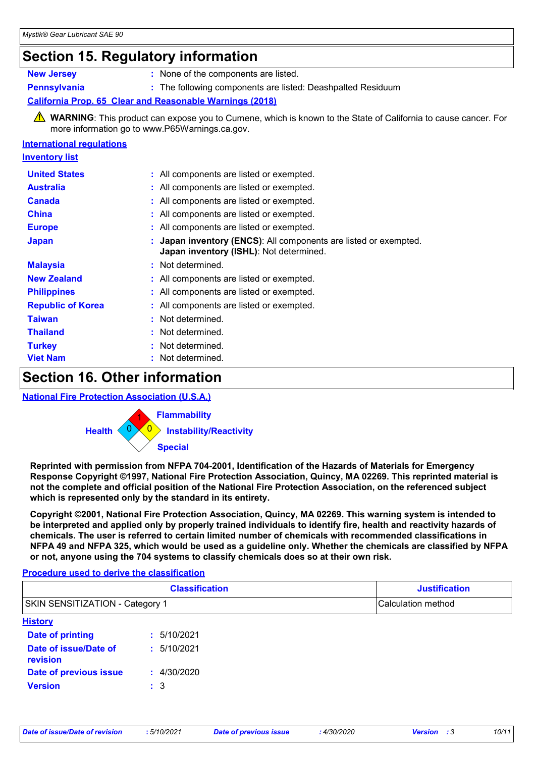# Section 15. Regulatory information

**New Jersey** : None of the components are listed.

**Pennsylvania** : The following components are listed: Deashpalted Residuum

**California Prop. 65 Clear and Reasonable Warnings (2018)**

⚠ **WARNING**: This product can expose you to Cumene, which is known to the State of California to cause cancer. For more information go to www.P65Warnings.ca.gov.

**International regulations**

**Inventory list**

**United States** : All components are listed or exempted.

**Australia** : All components are listed or exempted.

**Canada** : All components are listed or exempted.

**China** : All components are listed or exempted.

**Europe** : All components are listed or exempted.

**Japan** : **Japan inventory (ENCS)**: All components are listed or exempted.
**Japan inventory (ISHL)**: Not determined.

**Malaysia** : Not determined.

**New Zealand** : All components are listed or exempted.

**Philippines** : All components are listed or exempted.

**Republic of Korea** : All components are listed or exempted.

**Taiwan** : Not determined.

**Thailand** : Not determined.

**Turkey** : Not determined.

**Viet Nam** : Not determined.

# Section 16. Other information

**National Fire Protection Association (U.S.A.)**

**Health**: 0
**Flammability**: 1
**Instability/Reactivity**: 0
**Special**:

**Reprinted with permission from NFPA 704-2001, Identification of the Hazards of Materials for Emergency Response Copyright ©1997, National Fire Protection Association, Quincy, MA 02269. This reprinted material is not the complete and official position of the National Fire Protection Association, on the referenced subject which is represented only by the standard in its entirety.**

**Copyright ©2001, National Fire Protection Association, Quincy, MA 02269. This warning system is intended to be interpreted and applied only by properly trained individuals to identify fire, health and reactivity hazards of chemicals. The user is referred to certain limited number of chemicals with recommended classifications in NFPA 49 and NFPA 325, which would be used as a guideline only. Whether the chemicals are classified by NFPA or not, anyone using the 704 systems to classify chemicals does so at their own risk.**

**Procedure used to derive the classification**

| Classification | Justification |
|---|---|
| SKIN SENSITIZATION - Category 1 | Calculation method |

**History**

**Date of printing** : 5/10/2021

**Date of issue/Date of revision** : 5/10/2021

**Date of previous issue** : 4/30/2020

**Version** : 3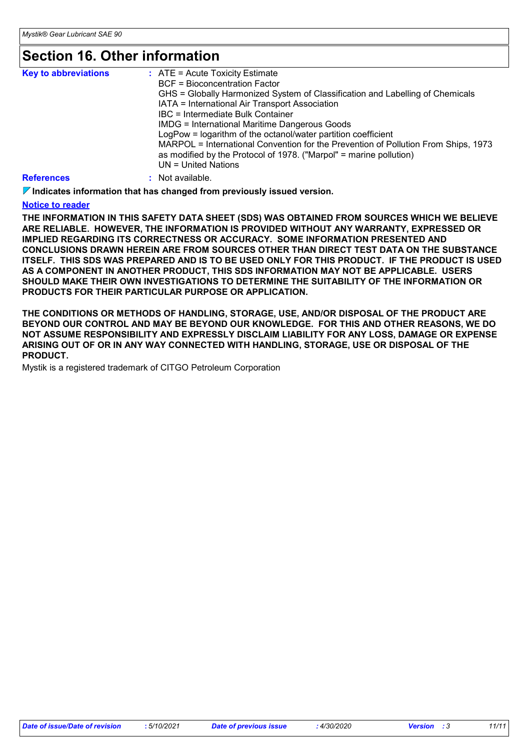## Section 16. Other information

**Key to abbreviations** : ATE = Acute Toxicity Estimate
BCF = Bioconcentration Factor
GHS = Globally Harmonized System of Classification and Labelling of Chemicals
IATA = International Air Transport Association
IBC = Intermediate Bulk Container
IMDG = International Maritime Dangerous Goods
LogPow = logarithm of the octanol/water partition coefficient
MARPOL = International Convention for the Prevention of Pollution From Ships, 1973 as modified by the Protocol of 1978. ("Marpol" = marine pollution)
UN = United Nations

**References** : Not available.

**Indicates information that has changed from previously issued version.**

**Notice to reader**

**THE INFORMATION IN THIS SAFETY DATA SHEET (SDS) WAS OBTAINED FROM SOURCES WHICH WE BELIEVE ARE RELIABLE. HOWEVER, THE INFORMATION IS PROVIDED WITHOUT ANY WARRANTY, EXPRESSED OR IMPLIED REGARDING ITS CORRECTNESS OR ACCURACY. SOME INFORMATION PRESENTED AND CONCLUSIONS DRAWN HEREIN ARE FROM SOURCES OTHER THAN DIRECT TEST DATA ON THE SUBSTANCE ITSELF. THIS SDS WAS PREPARED AND IS TO BE USED ONLY FOR THIS PRODUCT. IF THE PRODUCT IS USED AS A COMPONENT IN ANOTHER PRODUCT, THIS SDS INFORMATION MAY NOT BE APPLICABLE. USERS SHOULD MAKE THEIR OWN INVESTIGATIONS TO DETERMINE THE SUITABILITY OF THE INFORMATION OR PRODUCTS FOR THEIR PARTICULAR PURPOSE OR APPLICATION.**

**THE CONDITIONS OR METHODS OF HANDLING, STORAGE, USE, AND/OR DISPOSAL OF THE PRODUCT ARE BEYOND OUR CONTROL AND MAY BE BEYOND OUR KNOWLEDGE. FOR THIS AND OTHER REASONS, WE DO NOT ASSUME RESPONSIBILITY AND EXPRESSLY DISCLAIM LIABILITY FOR ANY LOSS, DAMAGE OR EXPENSE ARISING OUT OF OR IN ANY WAY CONNECTED WITH HANDLING, STORAGE, USE OR DISPOSAL OF THE PRODUCT.**

Mystik is a registered trademark of CITGO Petroleum Corporation